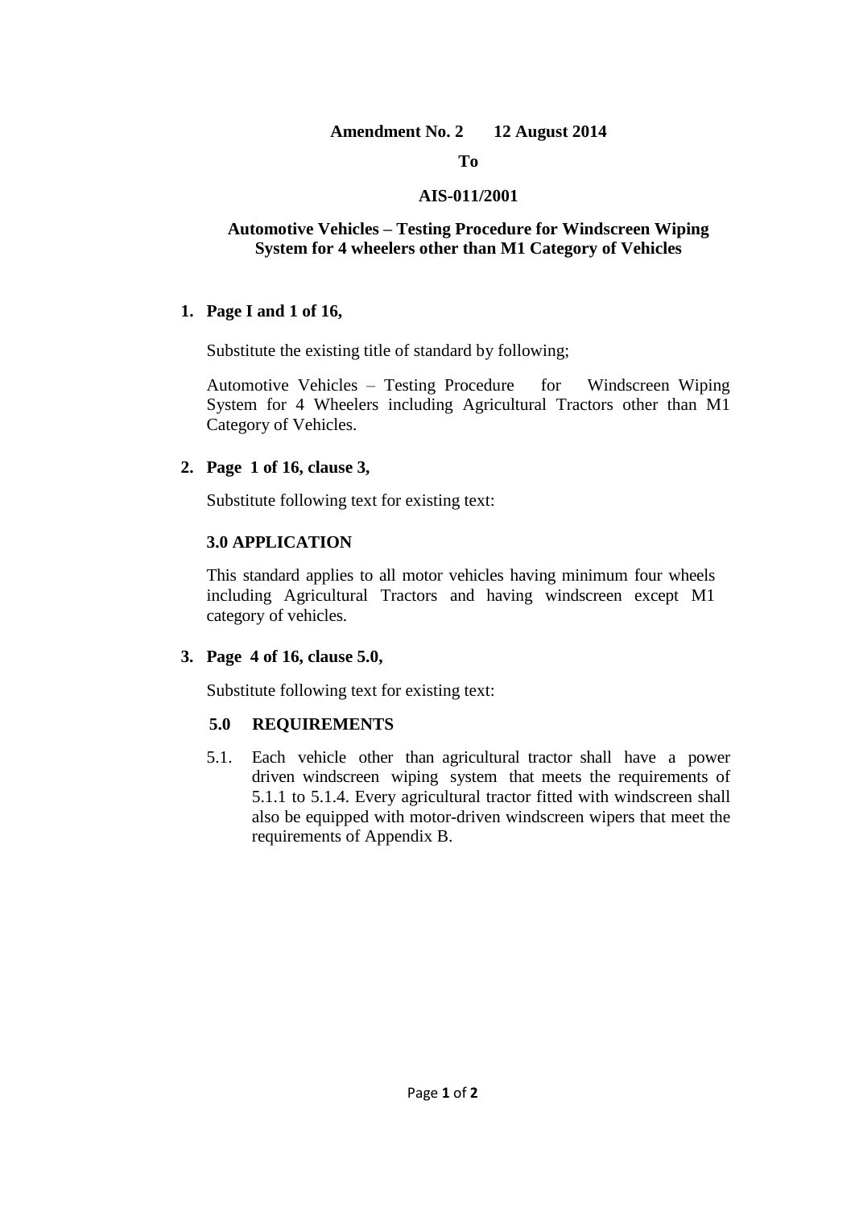**Amendment No. 2 12 August 2014**

**To**

**AIS-011/2001**

**Automotive Vehicles – Testing Procedure for Windscreen Wiping System for 4 wheelers other than M1 Category of Vehicles**

1. **Page I and 1 of 16,**

   Substitute the existing title of standard by following;

   Automotive Vehicles – Testing Procedure for Windscreen Wiping System for 4 Wheelers including Agricultural Tractors other than M1 Category of Vehicles.

2. **Page 1 of 16, clause 3,**

   Substitute following text for existing text:

   **3.0 APPLICATION**

   This standard applies to all motor vehicles having minimum four wheels including Agricultural Tractors and having windscreen except M1 category of vehicles.

3. **Page 4 of 16, clause 5.0,**

   Substitute following text for existing text:

   **5.0 REQUIREMENTS**

   5.1. Each vehicle other than agricultural tractor shall have a power driven windscreen wiping system that meets the requirements of 5.1.1 to 5.1.4. Every agricultural tractor fitted with windscreen shall also be equipped with motor-driven windscreen wipers that meet the requirements of Appendix B.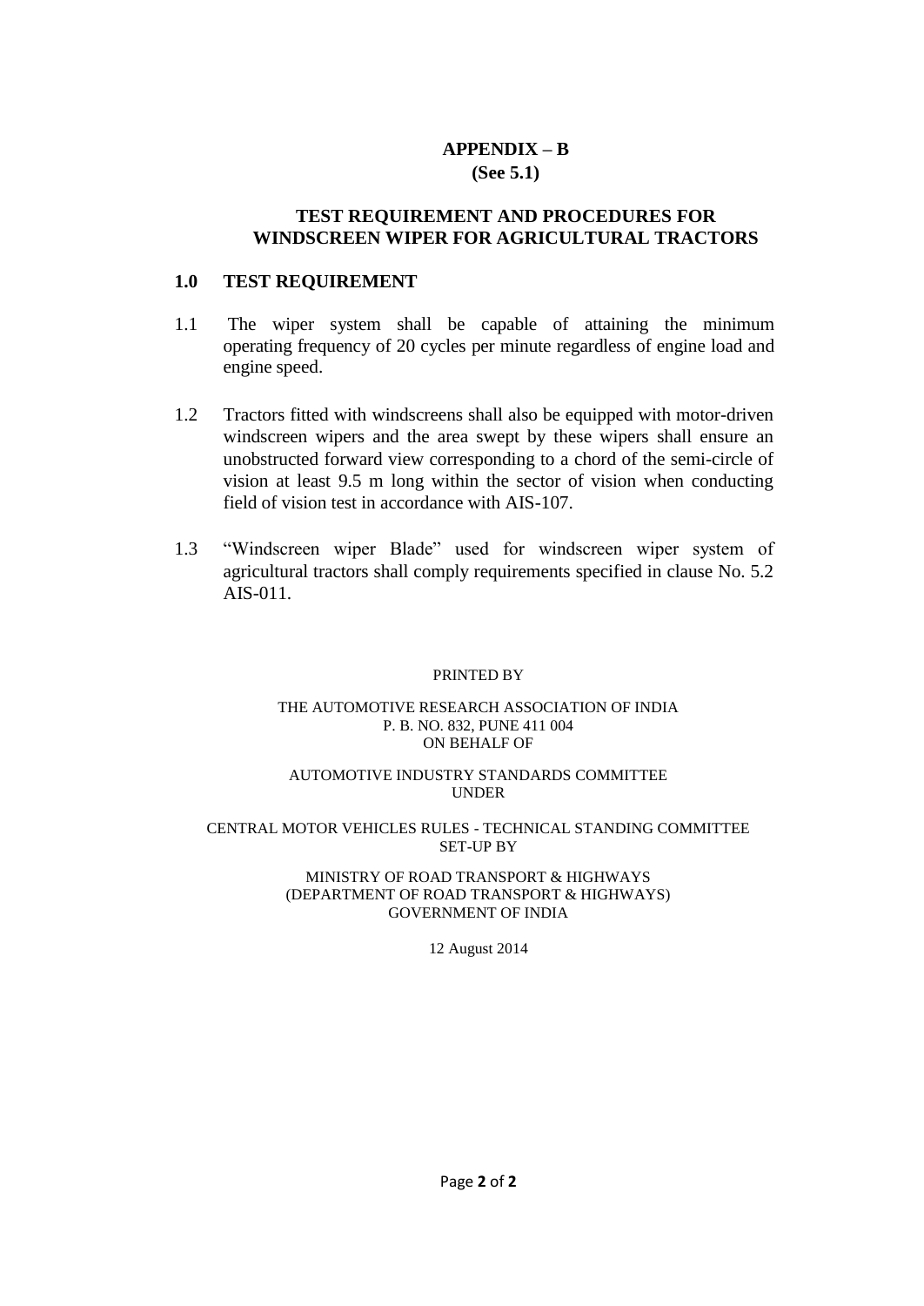# APPENDIX – B
**(See 5.1)**

## TEST REQUIREMENT AND PROCEDURES FOR WINDSCREEN WIPER FOR AGRICULTURAL TRACTORS

### 1.0 TEST REQUIREMENT

1.1 The wiper system shall be capable of attaining the minimum operating frequency of 20 cycles per minute regardless of engine load and engine speed.

1.2 Tractors fitted with windscreens shall also be equipped with motor-driven windscreen wipers and the area swept by these wipers shall ensure an unobstructed forward view corresponding to a chord of the semi-circle of vision at least 9.5 m long within the sector of vision when conducting field of vision test in accordance with AIS-107.

1.3 "Windscreen wiper Blade" used for windscreen wiper system of agricultural tractors shall comply requirements specified in clause No. 5.2 AIS-011.

PRINTED BY

THE AUTOMOTIVE RESEARCH ASSOCIATION OF INDIA
P. B. NO. 832, PUNE 411 004
ON BEHALF OF

AUTOMOTIVE INDUSTRY STANDARDS COMMITTEE
UNDER

CENTRAL MOTOR VEHICLES RULES - TECHNICAL STANDING COMMITTEE
SET-UP BY

MINISTRY OF ROAD TRANSPORT & HIGHWAYS
(DEPARTMENT OF ROAD TRANSPORT & HIGHWAYS)
GOVERNMENT OF INDIA

12 August 2014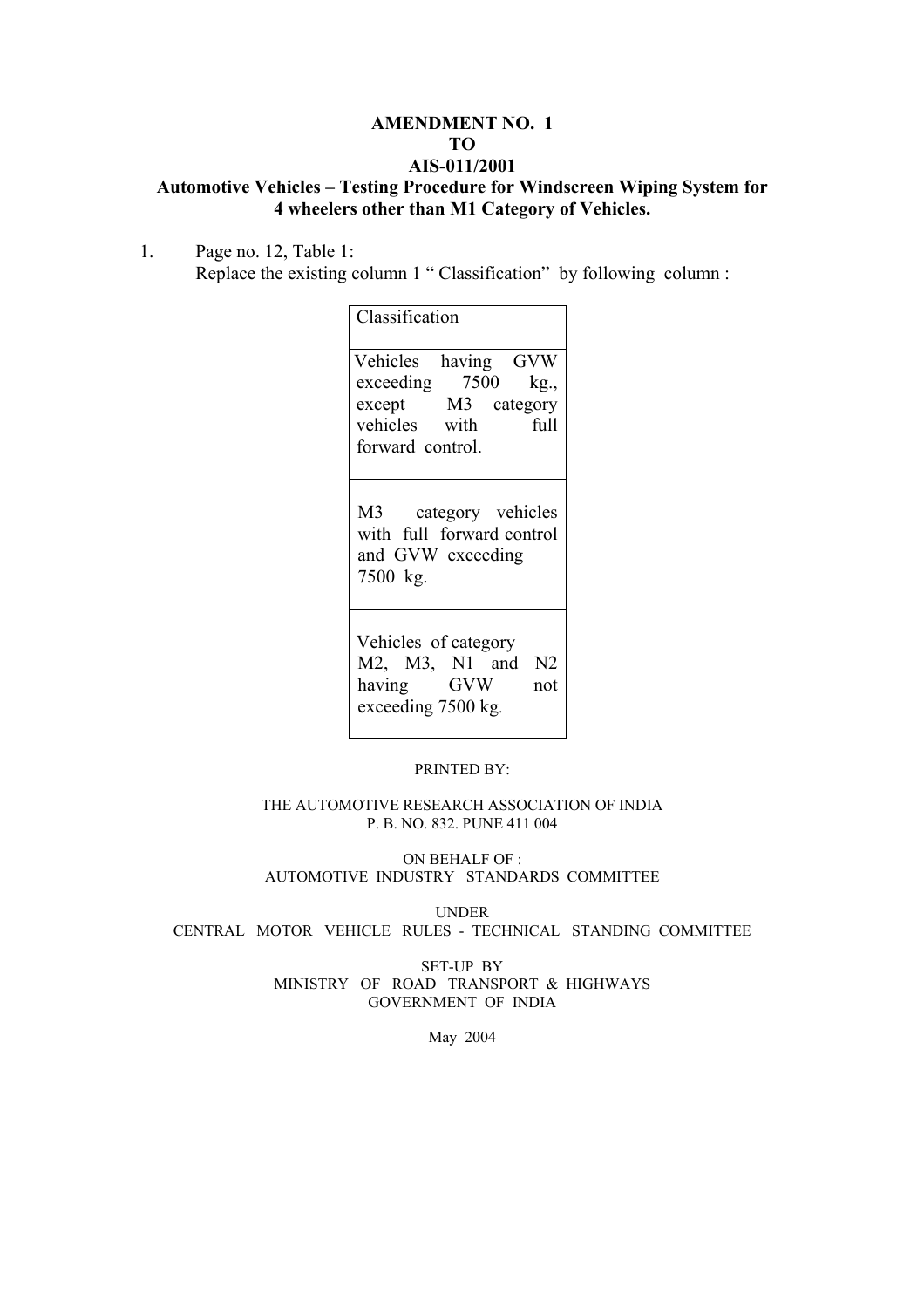**AMENDMENT NO. 1**
**TO**
**AIS-011/2001**
**Automotive Vehicles – Testing Procedure for Windscreen Wiping System for 4 wheelers other than M1 Category of Vehicles.**

1. Page no. 12, Table 1:
   Replace the existing column 1 " Classification" by following column :

| Classification |
|---|
| Vehicles having GVW exceeding 7500 kg., except M3 category vehicles with full forward control. |
| M3 category vehicles with full forward control and GVW exceeding 7500 kg. |
| Vehicles of category M2, M3, N1 and N2 having GVW not exceeding 7500 kg. |

PRINTED BY:

THE AUTOMOTIVE RESEARCH ASSOCIATION OF INDIA
P. B. NO. 832. PUNE 411 004

ON BEHALF OF :
AUTOMOTIVE INDUSTRY STANDARDS COMMITTEE

UNDER
CENTRAL MOTOR VEHICLE RULES - TECHNICAL STANDING COMMITTEE

SET-UP BY
MINISTRY OF ROAD TRANSPORT & HIGHWAYS
GOVERNMENT OF INDIA

May 2004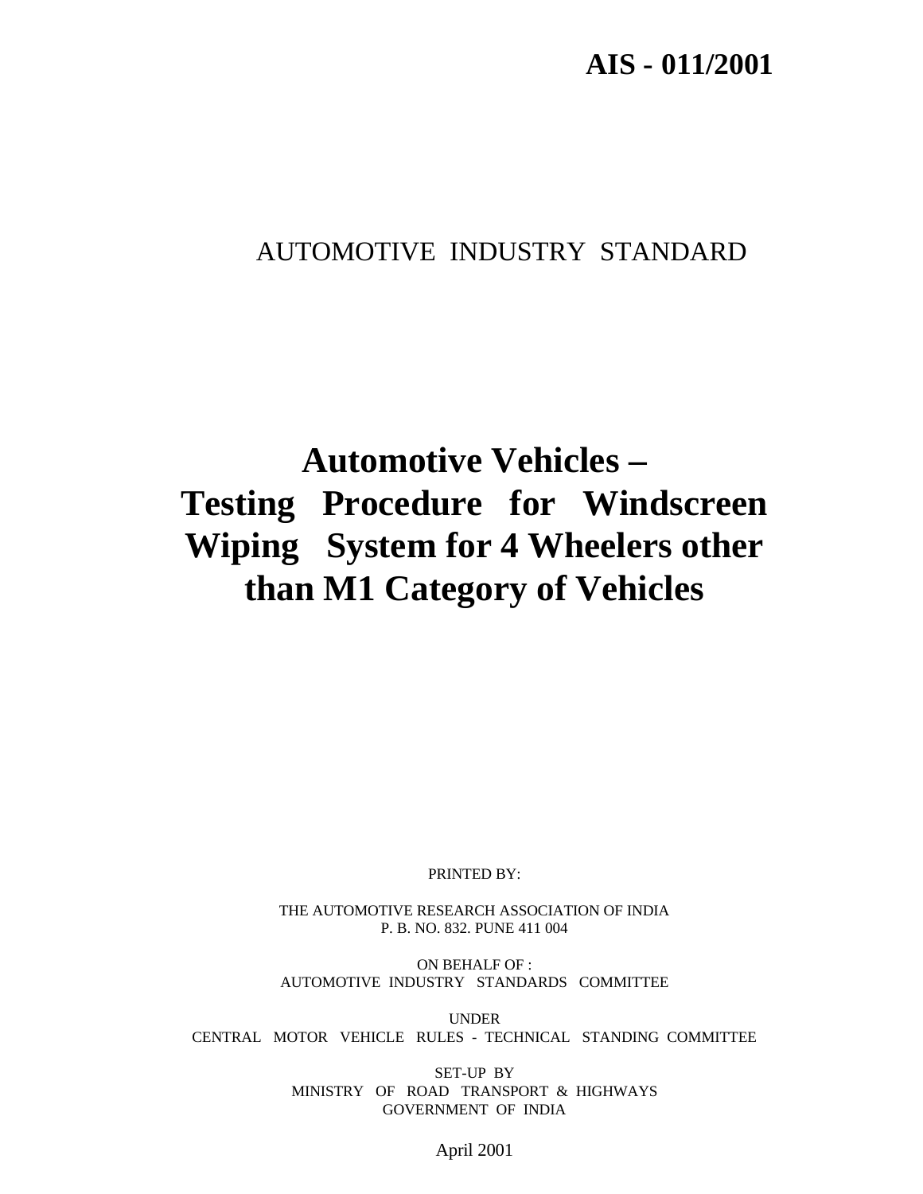**AIS - 011/2001**

AUTOMOTIVE INDUSTRY STANDARD

# Automotive Vehicles – Testing Procedure for Windscreen Wiping System for 4 Wheelers other than M1 Category of Vehicles

PRINTED BY:

THE AUTOMOTIVE RESEARCH ASSOCIATION OF INDIA
P. B. NO. 832. PUNE 411 004

ON BEHALF OF :
AUTOMOTIVE INDUSTRY STANDARDS COMMITTEE

UNDER
CENTRAL MOTOR VEHICLE RULES - TECHNICAL STANDING COMMITTEE

SET-UP BY
MINISTRY OF ROAD TRANSPORT & HIGHWAYS
GOVERNMENT OF INDIA

April 2001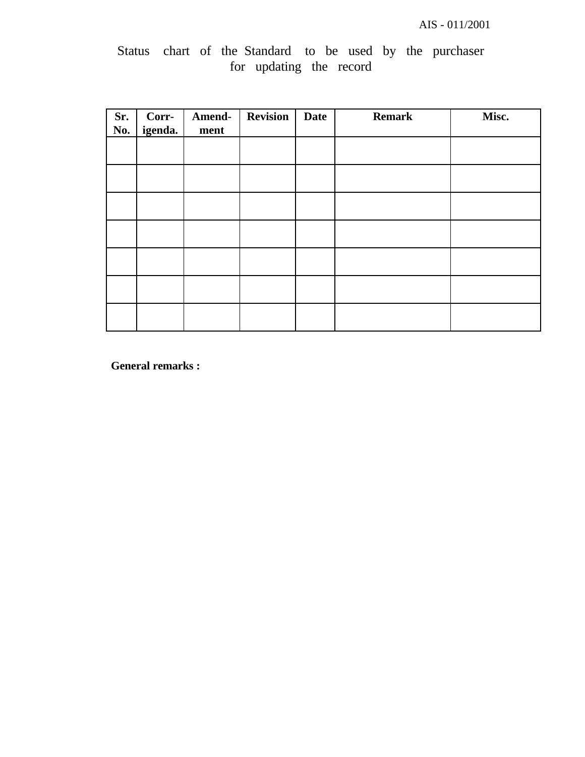Status chart of the Standard to be used by the purchaser for updating the record

| Sr. No. | Corr-igenda. | Amend-ment | Revision | Date | Remark | Misc. |
|---|---|---|---|---|---|---|
| | | | | | | |
| | | | | | | |
| | | | | | | |
| | | | | | | |
| | | | | | | |
| | | | | | | |
| | | | | | | |

**General remarks :**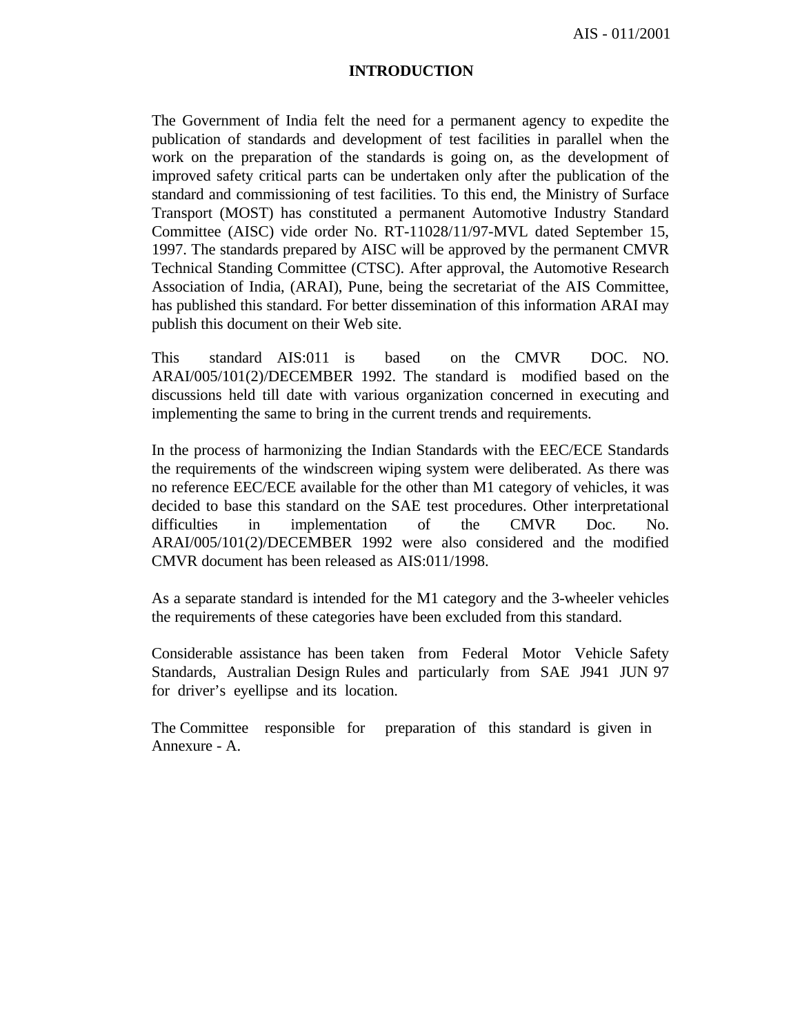## INTRODUCTION

The Government of India felt the need for a permanent agency to expedite the publication of standards and development of test facilities in parallel when the work on the preparation of the standards is going on, as the development of improved safety critical parts can be undertaken only after the publication of the standard and commissioning of test facilities. To this end, the Ministry of Surface Transport (MOST) has constituted a permanent Automotive Industry Standard Committee (AISC) vide order No. RT-11028/11/97-MVL dated September 15, 1997. The standards prepared by AISC will be approved by the permanent CMVR Technical Standing Committee (CTSC). After approval, the Automotive Research Association of India, (ARAI), Pune, being the secretariat of the AIS Committee, has published this standard. For better dissemination of this information ARAI may publish this document on their Web site.

This standard AIS:011 is based on the CMVR DOC. NO. ARAI/005/101(2)/DECEMBER 1992. The standard is modified based on the discussions held till date with various organization concerned in executing and implementing the same to bring in the current trends and requirements.

In the process of harmonizing the Indian Standards with the EEC/ECE Standards the requirements of the windscreen wiping system were deliberated. As there was no reference EEC/ECE available for the other than M1 category of vehicles, it was decided to base this standard on the SAE test procedures. Other interpretational difficulties in implementation of the CMVR Doc. No. ARAI/005/101(2)/DECEMBER 1992 were also considered and the modified CMVR document has been released as AIS:011/1998.

As a separate standard is intended for the M1 category and the 3-wheeler vehicles the requirements of these categories have been excluded from this standard.

Considerable assistance has been taken from Federal Motor Vehicle Safety Standards, Australian Design Rules and particularly from SAE J941 JUN 97 for driver's eyellipse and its location.

The Committee responsible for preparation of this standard is given in Annexure - A.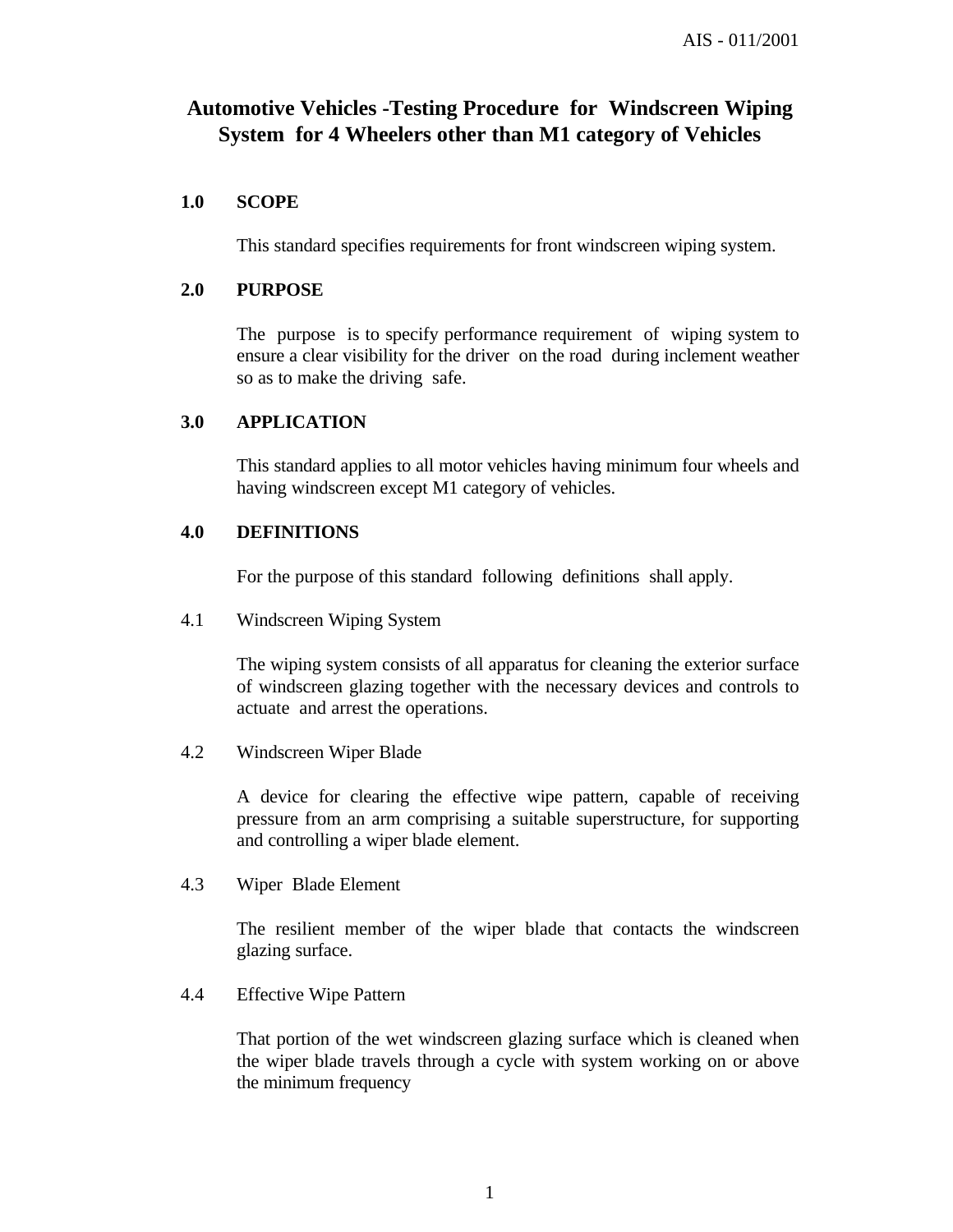# Automotive Vehicles -Testing Procedure for Windscreen Wiping System for 4 Wheelers other than M1 category of Vehicles

## 1.0 SCOPE

This standard specifies requirements for front windscreen wiping system.

## 2.0 PURPOSE

The purpose is to specify performance requirement of wiping system to ensure a clear visibility for the driver on the road during inclement weather so as to make the driving safe.

## 3.0 APPLICATION

This standard applies to all motor vehicles having minimum four wheels and having windscreen except M1 category of vehicles.

## 4.0 DEFINITIONS

For the purpose of this standard following definitions shall apply.

### 4.1 Windscreen Wiping System

The wiping system consists of all apparatus for cleaning the exterior surface of windscreen glazing together with the necessary devices and controls to actuate and arrest the operations.

### 4.2 Windscreen Wiper Blade

A device for clearing the effective wipe pattern, capable of receiving pressure from an arm comprising a suitable superstructure, for supporting and controlling a wiper blade element.

### 4.3 Wiper Blade Element

The resilient member of the wiper blade that contacts the windscreen glazing surface.

### 4.4 Effective Wipe Pattern

That portion of the wet windscreen glazing surface which is cleaned when the wiper blade travels through a cycle with system working on or above the minimum frequency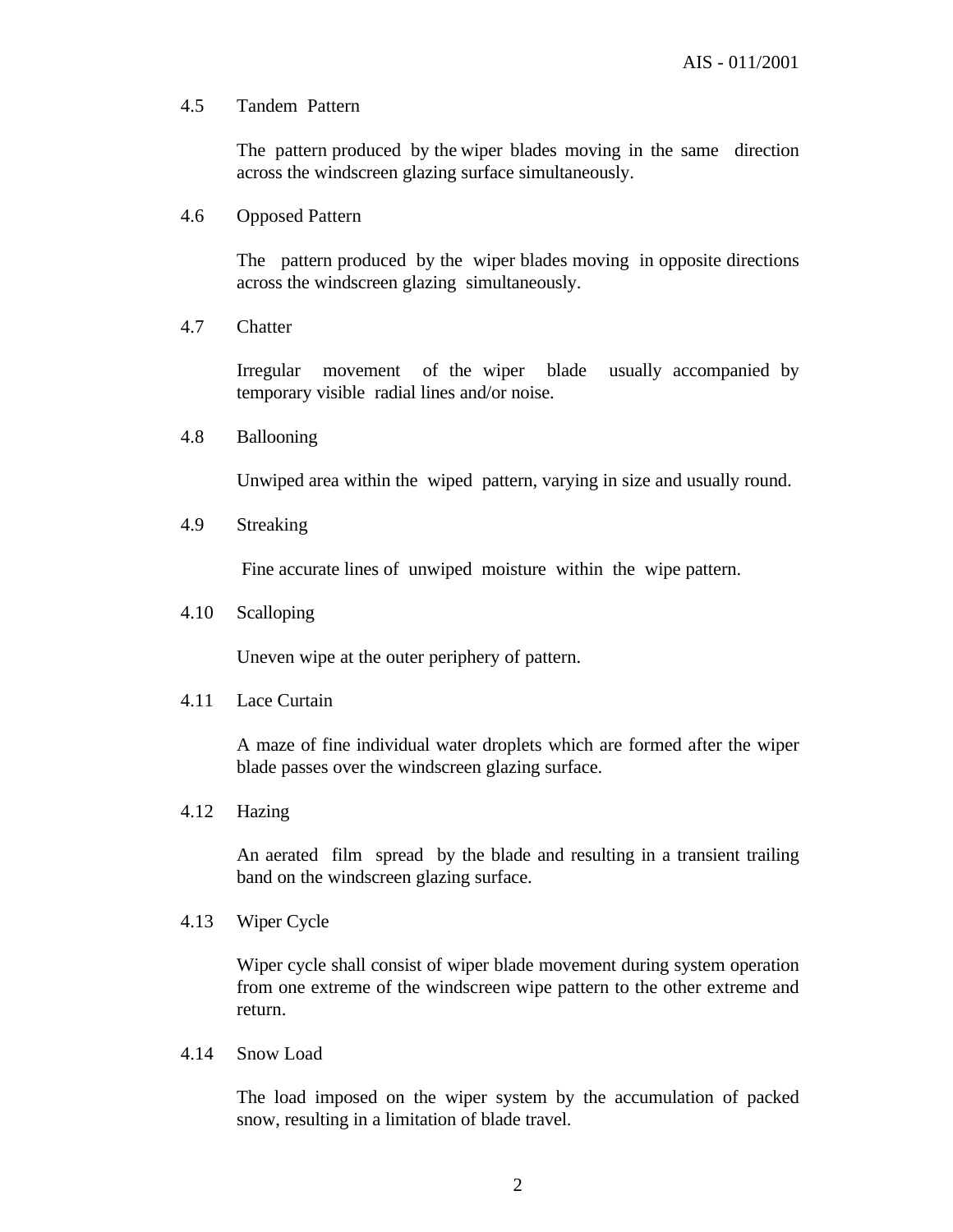4.5 Tandem Pattern

The pattern produced by the wiper blades moving in the same direction across the windscreen glazing surface simultaneously.

4.6 Opposed Pattern

The pattern produced by the wiper blades moving in opposite directions across the windscreen glazing simultaneously.

4.7 Chatter

Irregular movement of the wiper blade usually accompanied by temporary visible radial lines and/or noise.

4.8 Ballooning

Unwiped area within the wiped pattern, varying in size and usually round.

4.9 Streaking

Fine accurate lines of unwiped moisture within the wipe pattern.

4.10 Scalloping

Uneven wipe at the outer periphery of pattern.

4.11 Lace Curtain

A maze of fine individual water droplets which are formed after the wiper blade passes over the windscreen glazing surface.

4.12 Hazing

An aerated film spread by the blade and resulting in a transient trailing band on the windscreen glazing surface.

4.13 Wiper Cycle

Wiper cycle shall consist of wiper blade movement during system operation from one extreme of the windscreen wipe pattern to the other extreme and return.

4.14 Snow Load

The load imposed on the wiper system by the accumulation of packed snow, resulting in a limitation of blade travel.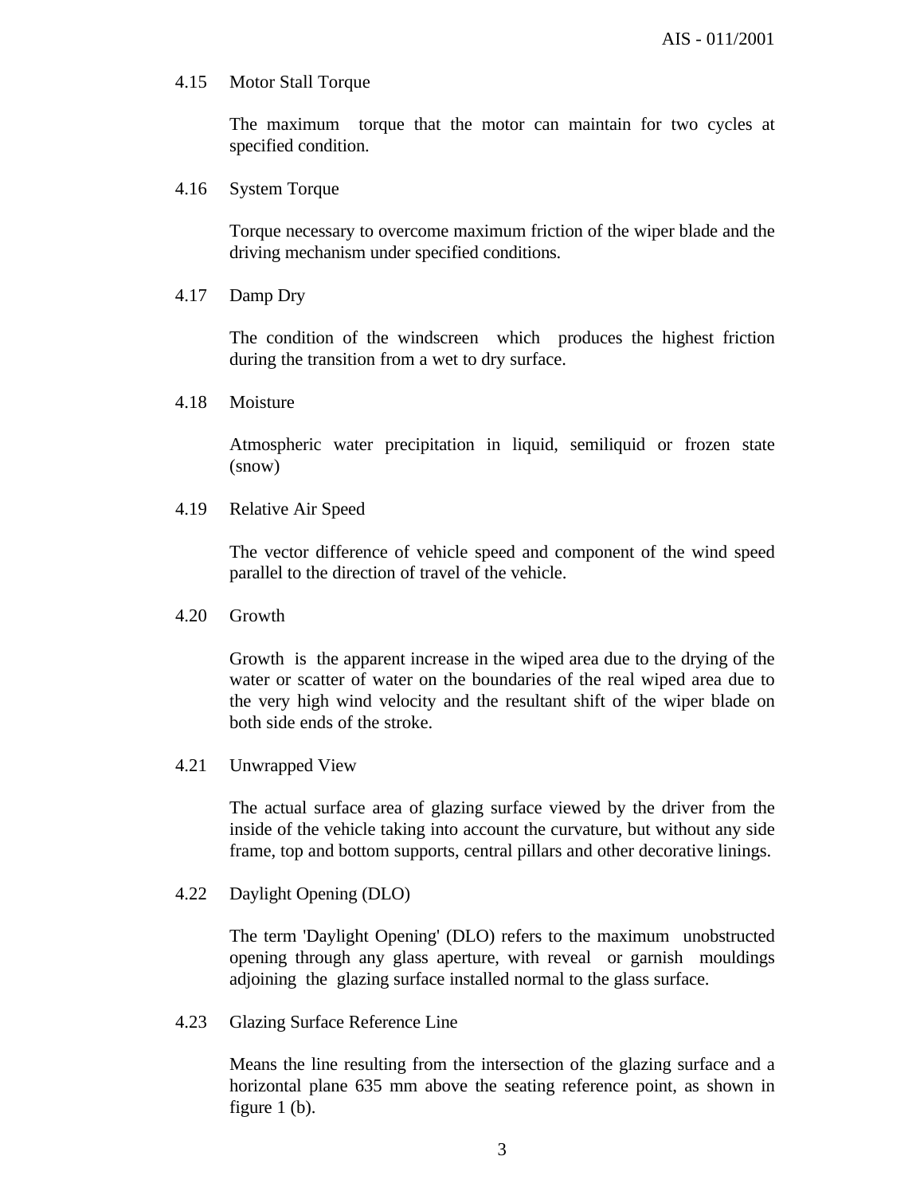### 4.15 Motor Stall Torque

The maximum torque that the motor can maintain for two cycles at specified condition.

### 4.16 System Torque

Torque necessary to overcome maximum friction of the wiper blade and the driving mechanism under specified conditions.

### 4.17 Damp Dry

The condition of the windscreen which produces the highest friction during the transition from a wet to dry surface.

### 4.18 Moisture

Atmospheric water precipitation in liquid, semiliquid or frozen state (snow)

### 4.19 Relative Air Speed

The vector difference of vehicle speed and component of the wind speed parallel to the direction of travel of the vehicle.

### 4.20 Growth

Growth is the apparent increase in the wiped area due to the drying of the water or scatter of water on the boundaries of the real wiped area due to the very high wind velocity and the resultant shift of the wiper blade on both side ends of the stroke.

### 4.21 Unwrapped View

The actual surface area of glazing surface viewed by the driver from the inside of the vehicle taking into account the curvature, but without any side frame, top and bottom supports, central pillars and other decorative linings.

### 4.22 Daylight Opening (DLO)

The term 'Daylight Opening' (DLO) refers to the maximum unobstructed opening through any glass aperture, with reveal or garnish mouldings adjoining the glazing surface installed normal to the glass surface.

### 4.23 Glazing Surface Reference Line

Means the line resulting from the intersection of the glazing surface and a horizontal plane 635 mm above the seating reference point, as shown in figure 1 (b).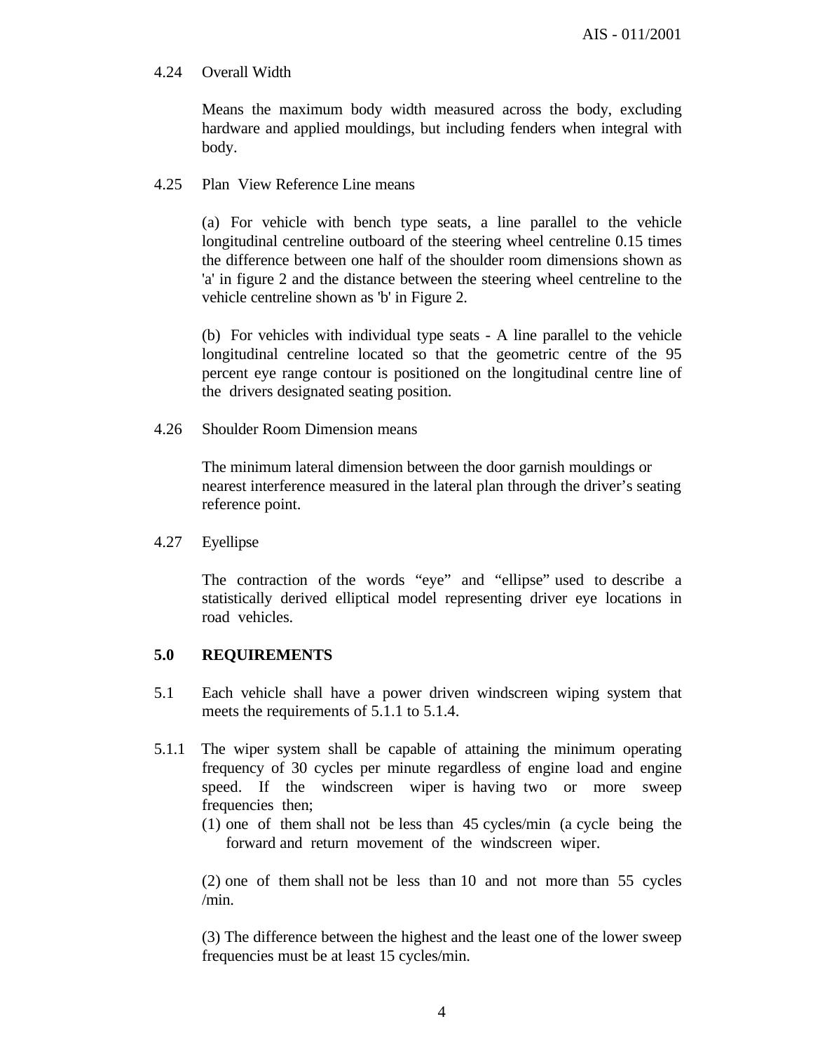4.24 Overall Width

Means the maximum body width measured across the body, excluding hardware and applied mouldings, but including fenders when integral with body.

4.25 Plan View Reference Line means

(a) For vehicle with bench type seats, a line parallel to the vehicle longitudinal centreline outboard of the steering wheel centreline 0.15 times the difference between one half of the shoulder room dimensions shown as 'a' in figure 2 and the distance between the steering wheel centreline to the vehicle centreline shown as 'b' in Figure 2.

(b) For vehicles with individual type seats - A line parallel to the vehicle longitudinal centreline located so that the geometric centre of the 95 percent eye range contour is positioned on the longitudinal centre line of the drivers designated seating position.

4.26 Shoulder Room Dimension means

The minimum lateral dimension between the door garnish mouldings or nearest interference measured in the lateral plan through the driver's seating reference point.

4.27 Eyellipse

The contraction of the words "eye" and "ellipse" used to describe a statistically derived elliptical model representing driver eye locations in road vehicles.

## 5.0 REQUIREMENTS

5.1 Each vehicle shall have a power driven windscreen wiping system that meets the requirements of 5.1.1 to 5.1.4.

5.1.1 The wiper system shall be capable of attaining the minimum operating frequency of 30 cycles per minute regardless of engine load and engine speed. If the windscreen wiper is having two or more sweep frequencies then;

(1) one of them shall not be less than 45 cycles/min (a cycle being the forward and return movement of the windscreen wiper.

(2) one of them shall not be less than 10 and not more than 55 cycles /min.

(3) The difference between the highest and the least one of the lower sweep frequencies must be at least 15 cycles/min.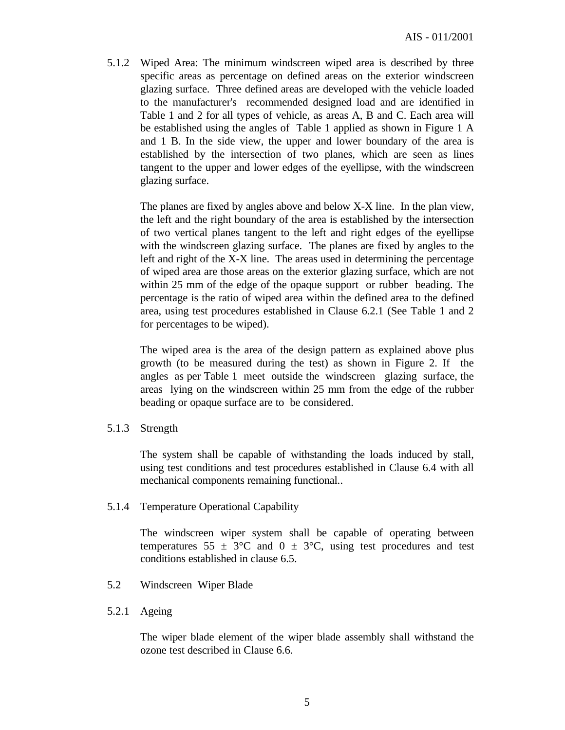5.1.2 Wiped Area: The minimum windscreen wiped area is described by three specific areas as percentage on defined areas on the exterior windscreen glazing surface. Three defined areas are developed with the vehicle loaded to the manufacturer's recommended designed load and are identified in Table 1 and 2 for all types of vehicle, as areas A, B and C. Each area will be established using the angles of Table 1 applied as shown in Figure 1 A and 1 B. In the side view, the upper and lower boundary of the area is established by the intersection of two planes, which are seen as lines tangent to the upper and lower edges of the eyellipse, with the windscreen glazing surface.

The planes are fixed by angles above and below X-X line. In the plan view, the left and the right boundary of the area is established by the intersection of two vertical planes tangent to the left and right edges of the eyellipse with the windscreen glazing surface. The planes are fixed by angles to the left and right of the X-X line. The areas used in determining the percentage of wiped area are those areas on the exterior glazing surface, which are not within 25 mm of the edge of the opaque support or rubber beading. The percentage is the ratio of wiped area within the defined area to the defined area, using test procedures established in Clause 6.2.1 (See Table 1 and 2 for percentages to be wiped).

The wiped area is the area of the design pattern as explained above plus growth (to be measured during the test) as shown in Figure 2. If the angles as per Table 1 meet outside the windscreen glazing surface, the areas lying on the windscreen within 25 mm from the edge of the rubber beading or opaque surface are to be considered.

5.1.3 Strength

The system shall be capable of withstanding the loads induced by stall, using test conditions and test procedures established in Clause 6.4 with all mechanical components remaining functional..

5.1.4 Temperature Operational Capability

The windscreen wiper system shall be capable of operating between temperatures 55 ± 3°C and 0 ± 3°C, using test procedures and test conditions established in clause 6.5.

5.2 Windscreen Wiper Blade

5.2.1 Ageing

The wiper blade element of the wiper blade assembly shall withstand the ozone test described in Clause 6.6.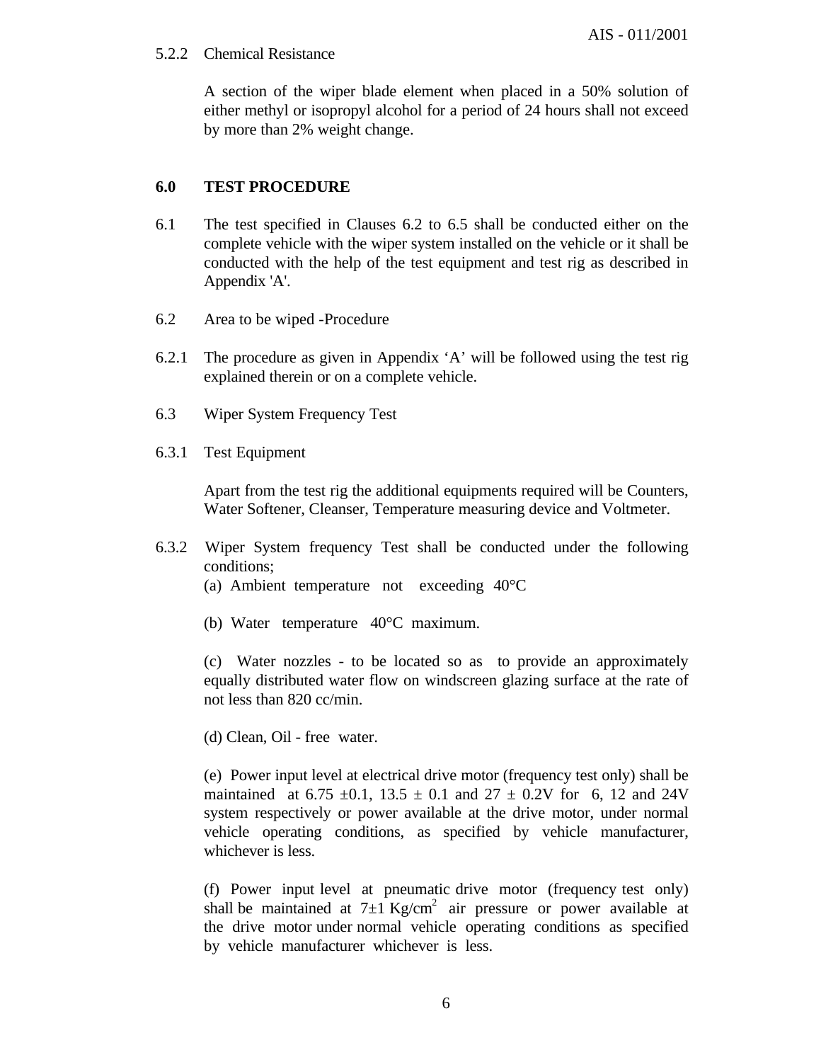5.2.2 Chemical Resistance

A section of the wiper blade element when placed in a 50% solution of either methyl or isopropyl alcohol for a period of 24 hours shall not exceed by more than 2% weight change.

## 6.0 TEST PROCEDURE

6.1 The test specified in Clauses 6.2 to 6.5 shall be conducted either on the complete vehicle with the wiper system installed on the vehicle or it shall be conducted with the help of the test equipment and test rig as described in Appendix 'A'.

6.2 Area to be wiped -Procedure

6.2.1 The procedure as given in Appendix 'A' will be followed using the test rig explained therein or on a complete vehicle.

6.3 Wiper System Frequency Test

6.3.1 Test Equipment

Apart from the test rig the additional equipments required will be Counters, Water Softener, Cleanser, Temperature measuring device and Voltmeter.

6.3.2 Wiper System frequency Test shall be conducted under the following conditions;

(a) Ambient temperature not exceeding 40°C

(b) Water temperature 40°C maximum.

(c) Water nozzles - to be located so as to provide an approximately equally distributed water flow on windscreen glazing surface at the rate of not less than 820 cc/min.

(d) Clean, Oil - free water.

(e) Power input level at electrical drive motor (frequency test only) shall be maintained at 6.75 ±0.1, 13.5 ± 0.1 and 27 ± 0.2V for 6, 12 and 24V system respectively or power available at the drive motor, under normal vehicle operating conditions, as specified by vehicle manufacturer, whichever is less.

(f) Power input level at pneumatic drive motor (frequency test only) shall be maintained at 7±1 Kg/cm$^2$ air pressure or power available at the drive motor under normal vehicle operating conditions as specified by vehicle manufacturer whichever is less.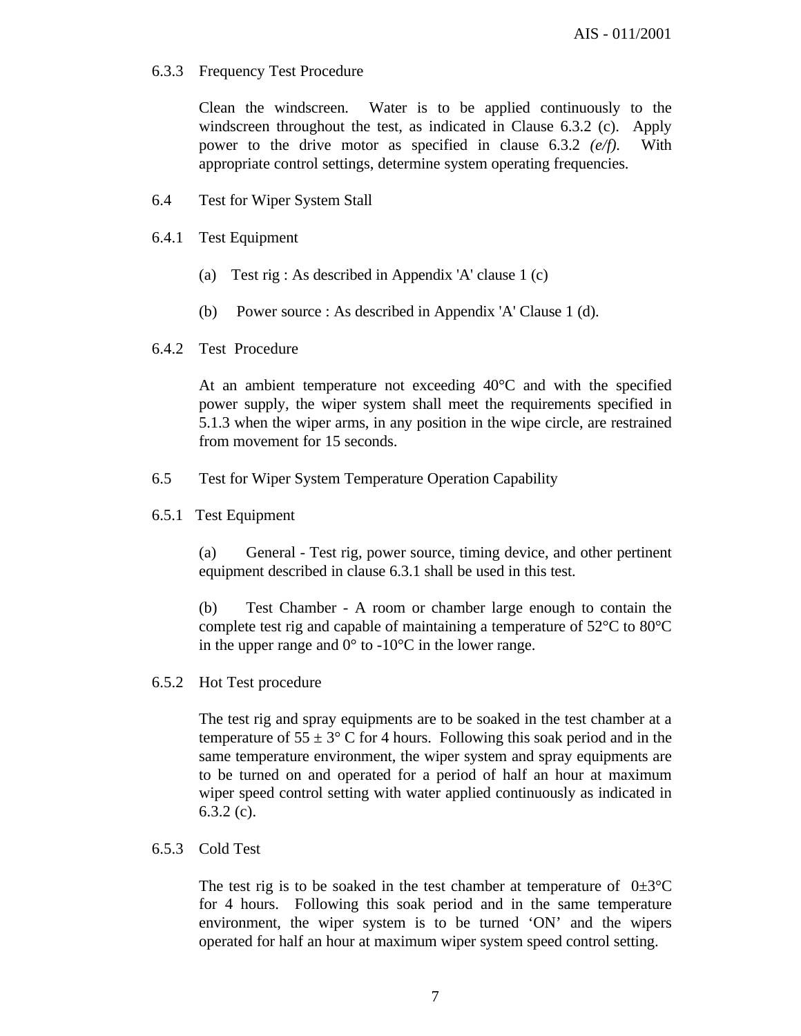6.3.3 Frequency Test Procedure

Clean the windscreen. Water is to be applied continuously to the windscreen throughout the test, as indicated in Clause 6.3.2 (c). Apply power to the drive motor as specified in clause 6.3.2 *(e/f)*. With appropriate control settings, determine system operating frequencies.

6.4 Test for Wiper System Stall

6.4.1 Test Equipment

(a) Test rig : As described in Appendix 'A' clause 1 (c)

(b) Power source : As described in Appendix 'A' Clause 1 (d).

6.4.2 Test Procedure

At an ambient temperature not exceeding 40°C and with the specified power supply, the wiper system shall meet the requirements specified in 5.1.3 when the wiper arms, in any position in the wipe circle, are restrained from movement for 15 seconds.

6.5 Test for Wiper System Temperature Operation Capability

6.5.1 Test Equipment

(a) General - Test rig, power source, timing device, and other pertinent equipment described in clause 6.3.1 shall be used in this test.

(b) Test Chamber - A room or chamber large enough to contain the complete test rig and capable of maintaining a temperature of 52°C to 80°C in the upper range and 0° to -10°C in the lower range.

6.5.2 Hot Test procedure

The test rig and spray equipments are to be soaked in the test chamber at a temperature of 55 ± 3° C for 4 hours. Following this soak period and in the same temperature environment, the wiper system and spray equipments are to be turned on and operated for a period of half an hour at maximum wiper speed control setting with water applied continuously as indicated in 6.3.2 (c).

6.5.3 Cold Test

The test rig is to be soaked in the test chamber at temperature of 0±3°C for 4 hours. Following this soak period and in the same temperature environment, the wiper system is to be turned 'ON' and the wipers operated for half an hour at maximum wiper system speed control setting.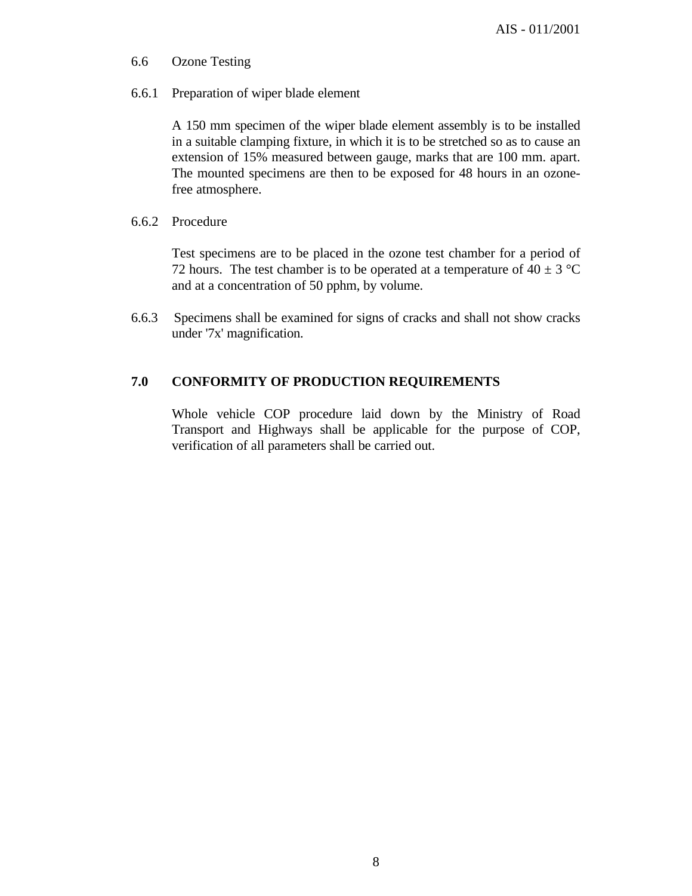### 6.6 Ozone Testing

#### 6.6.1 Preparation of wiper blade element

A 150 mm specimen of the wiper blade element assembly is to be installed in a suitable clamping fixture, in which it is to be stretched so as to cause an extension of 15% measured between gauge, marks that are 100 mm. apart. The mounted specimens are then to be exposed for 48 hours in an ozone-free atmosphere.

#### 6.6.2 Procedure

Test specimens are to be placed in the ozone test chamber for a period of 72 hours. The test chamber is to be operated at a temperature of $40 \pm 3$ °C and at a concentration of 50 pphm, by volume.

6.6.3 Specimens shall be examined for signs of cracks and shall not show cracks under '7x' magnification.

## 7.0 CONFORMITY OF PRODUCTION REQUIREMENTS

Whole vehicle COP procedure laid down by the Ministry of Road Transport and Highways shall be applicable for the purpose of COP, verification of all parameters shall be carried out.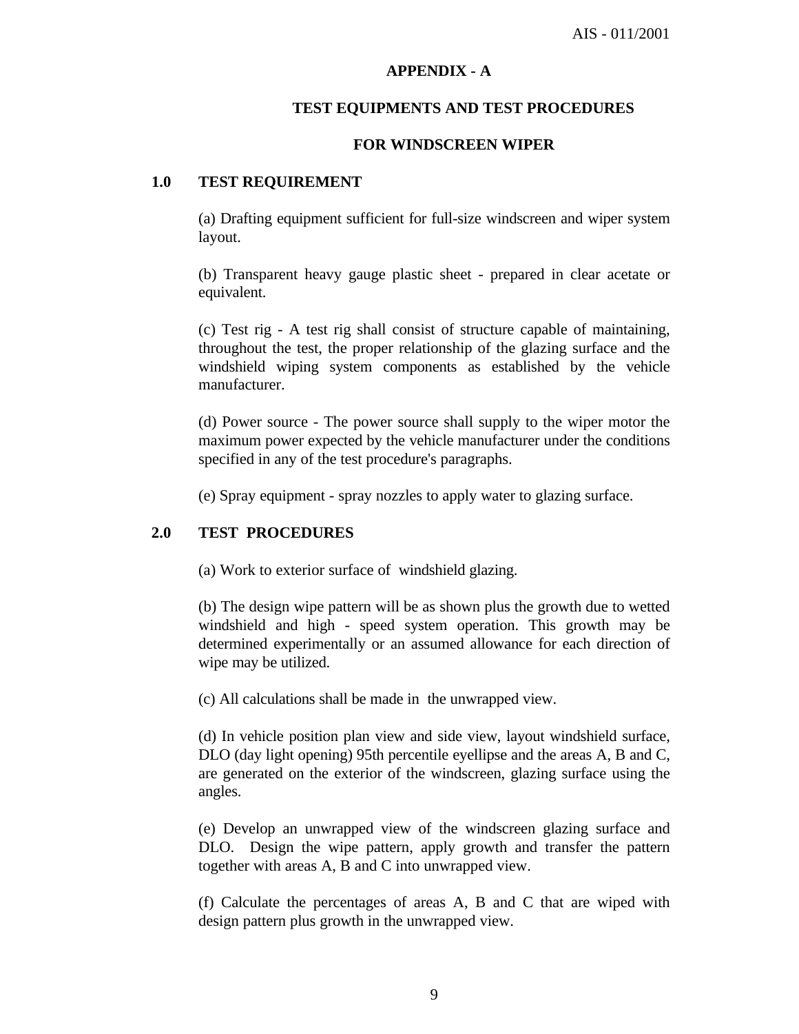## APPENDIX - A

## TEST EQUIPMENTS AND TEST PROCEDURES

## FOR WINDSCREEN WIPER

### 1.0 TEST REQUIREMENT

(a) Drafting equipment sufficient for full-size windscreen and wiper system layout.

(b) Transparent heavy gauge plastic sheet - prepared in clear acetate or equivalent.

(c) Test rig - A test rig shall consist of structure capable of maintaining, throughout the test, the proper relationship of the glazing surface and the windshield wiping system components as established by the vehicle manufacturer.

(d) Power source - The power source shall supply to the wiper motor the maximum power expected by the vehicle manufacturer under the conditions specified in any of the test procedure's paragraphs.

(e) Spray equipment - spray nozzles to apply water to glazing surface.

### 2.0 TEST PROCEDURES

(a) Work to exterior surface of windshield glazing.

(b) The design wipe pattern will be as shown plus the growth due to wetted windshield and high - speed system operation. This growth may be determined experimentally or an assumed allowance for each direction of wipe may be utilized.

(c) All calculations shall be made in the unwrapped view.

(d) In vehicle position plan view and side view, layout windshield surface, DLO (day light opening) 95th percentile eyellipse and the areas A, B and C, are generated on the exterior of the windscreen, glazing surface using the angles.

(e) Develop an unwrapped view of the windscreen glazing surface and DLO. Design the wipe pattern, apply growth and transfer the pattern together with areas A, B and C into unwrapped view.

(f) Calculate the percentages of areas A, B and C that are wiped with design pattern plus growth in the unwrapped view.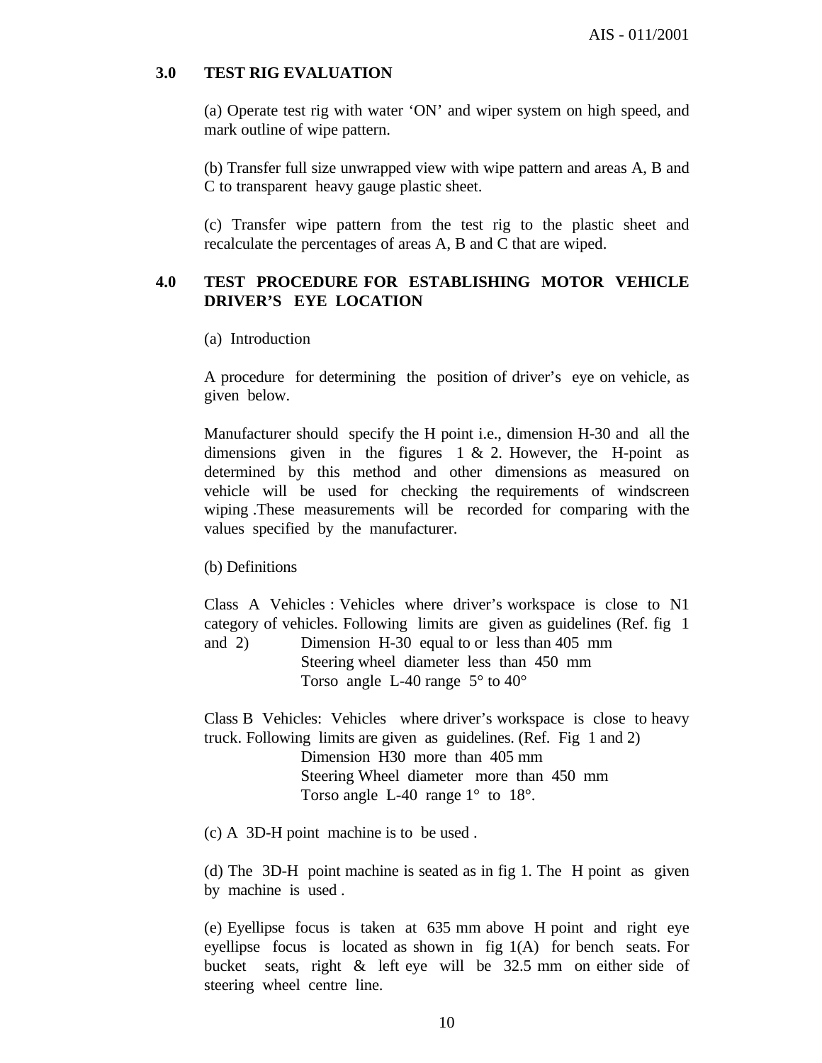## 3.0 TEST RIG EVALUATION

(a) Operate test rig with water 'ON' and wiper system on high speed, and mark outline of wipe pattern.

(b) Transfer full size unwrapped view with wipe pattern and areas A, B and C to transparent heavy gauge plastic sheet.

(c) Transfer wipe pattern from the test rig to the plastic sheet and recalculate the percentages of areas A, B and C that are wiped.

## 4.0 TEST PROCEDURE FOR ESTABLISHING MOTOR VEHICLE DRIVER'S EYE LOCATION

(a) Introduction

A procedure for determining the position of driver's eye on vehicle, as given below.

Manufacturer should specify the H point i.e., dimension H-30 and all the dimensions given in the figures 1 & 2. However, the H-point as determined by this method and other dimensions as measured on vehicle will be used for checking the requirements of windscreen wiping .These measurements will be recorded for comparing with the values specified by the manufacturer.

(b) Definitions

Class A Vehicles : Vehicles where driver's workspace is close to N1 category of vehicles. Following limits are given as guidelines (Ref. fig 1 and 2)
- Dimension H-30 equal to or less than 405 mm
- Steering wheel diameter less than 450 mm
- Torso angle L-40 range 5° to 40°

Class B Vehicles: Vehicles where driver's workspace is close to heavy truck. Following limits are given as guidelines. (Ref. Fig 1 and 2)
- Dimension H30 more than 405 mm
- Steering Wheel diameter more than 450 mm
- Torso angle L-40 range 1° to 18°.

(c) A 3D-H point machine is to be used .

(d) The 3D-H point machine is seated as in fig 1. The H point as given by machine is used .

(e) Eyellipse focus is taken at 635 mm above H point and right eye eyellipse focus is located as shown in fig 1(A) for bench seats. For bucket seats, right & left eye will be 32.5 mm on either side of steering wheel centre line.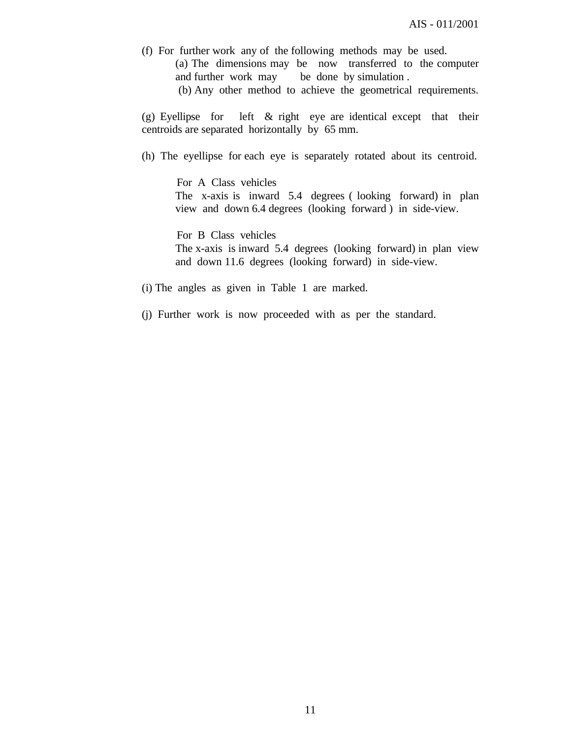(f) For further work any of the following methods may be used.

(a) The dimensions may be now transferred to the computer and further work may be done by simulation .

(b) Any other method to achieve the geometrical requirements.

(g) Eyellipse for left & right eye are identical except that their centroids are separated horizontally by 65 mm.

(h) The eyellipse for each eye is separately rotated about its centroid.

For A Class vehicles
The x-axis is inward 5.4 degrees ( looking forward) in plan view and down 6.4 degrees (looking forward ) in side-view.

For B Class vehicles
The x-axis is inward 5.4 degrees (looking forward) in plan view and down 11.6 degrees (looking forward) in side-view.

(i) The angles as given in Table 1 are marked.

(j) Further work is now proceeded with as per the standard.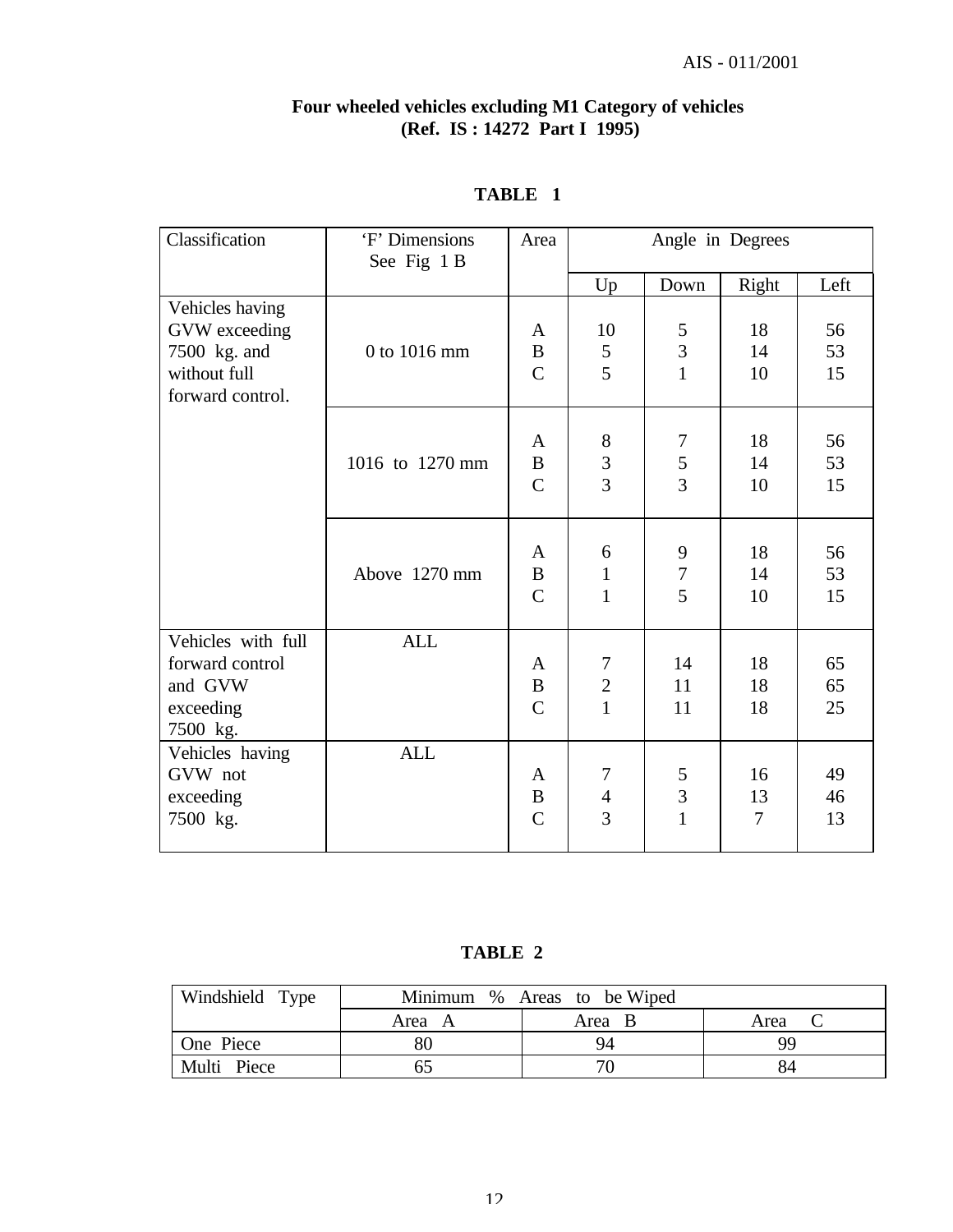**Four wheeled vehicles excluding M1 Category of vehicles**
**(Ref. IS : 14272 Part I 1995)**

**TABLE 1**

| Classification | 'F' Dimensions See Fig 1 B | Area | Angle in Degrees | | | |
|---|---|---|---|---|---|---|
| | | | Up | Down | Right | Left |
| Vehicles having GVW exceeding 7500 kg. and without full forward control. | 0 to 1016 mm | A | 10 | 5 | 18 | 56 |
| | | B | 5 | 3 | 14 | 53 |
| | | C | 5 | 1 | 10 | 15 |
| | 1016 to 1270 mm | A | 8 | 7 | 18 | 56 |
| | | B | 3 | 5 | 14 | 53 |
| | | C | 3 | 3 | 10 | 15 |
| | Above 1270 mm | A | 6 | 9 | 18 | 56 |
| | | B | 1 | 7 | 14 | 53 |
| | | C | 1 | 5 | 10 | 15 |
| Vehicles with full forward control and GVW exceeding 7500 kg. | ALL | A | 7 | 14 | 18 | 65 |
| | | B | 2 | 11 | 18 | 65 |
| | | C | 1 | 11 | 18 | 25 |
| Vehicles having GVW not exceeding 7500 kg. | ALL | A | 7 | 5 | 16 | 49 |
| | | B | 4 | 3 | 13 | 46 |
| | | C | 3 | 1 | 7 | 13 |

**TABLE 2**

| Windshield Type | Minimum % Areas to be Wiped | | |
|---|---|---|---|
| | Area A | Area B | Area C |
| One Piece | 80 | 94 | 99 |
| Multi Piece | 65 | 70 | 84 |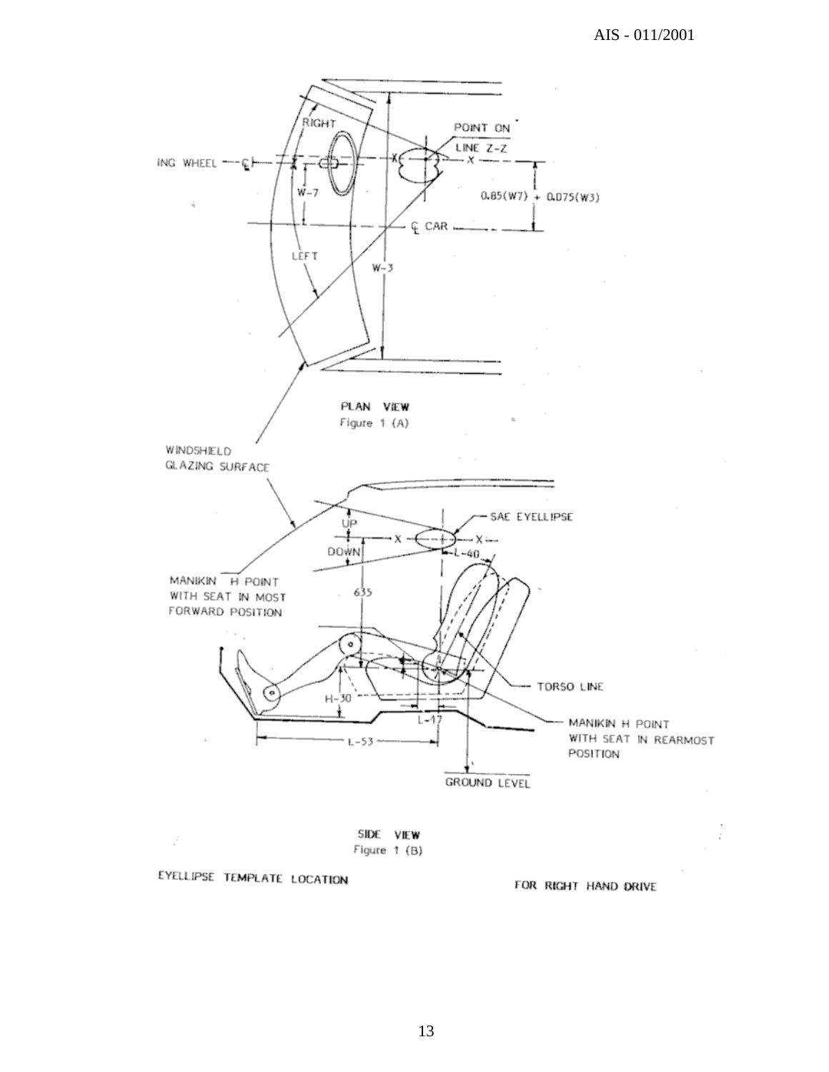PLAN VIEW

Figure 1 (A)

SIDE VIEW

Figure 1 (B)

EYELLIPSE TEMPLATE LOCATION FOR RIGHT HAND DRIVE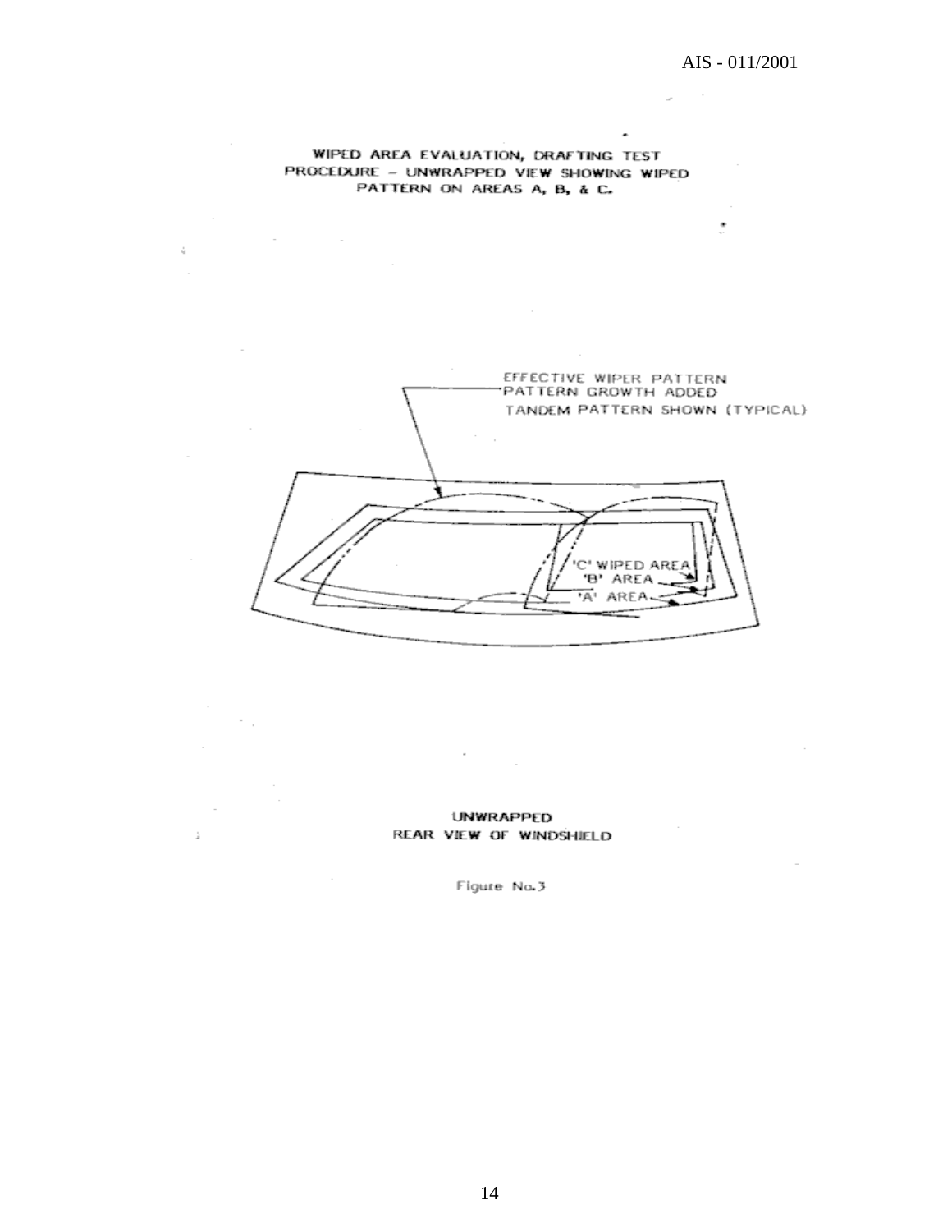WIPED AREA EVALUATION, DRAFTING TEST PROCEDURE – UNWRAPPED VIEW SHOWING WIPED PATTERN ON AREAS A, B, & C.

EFFECTIVE WIPER PATTERN
PATTERN GROWTH ADDED
TANDEM PATTERN SHOWN (TYPICAL)

'C' WIPED AREA
'B' AREA
'A' AREA

UNWRAPPED
REAR VIEW OF WINDSHIELD

Figure No.3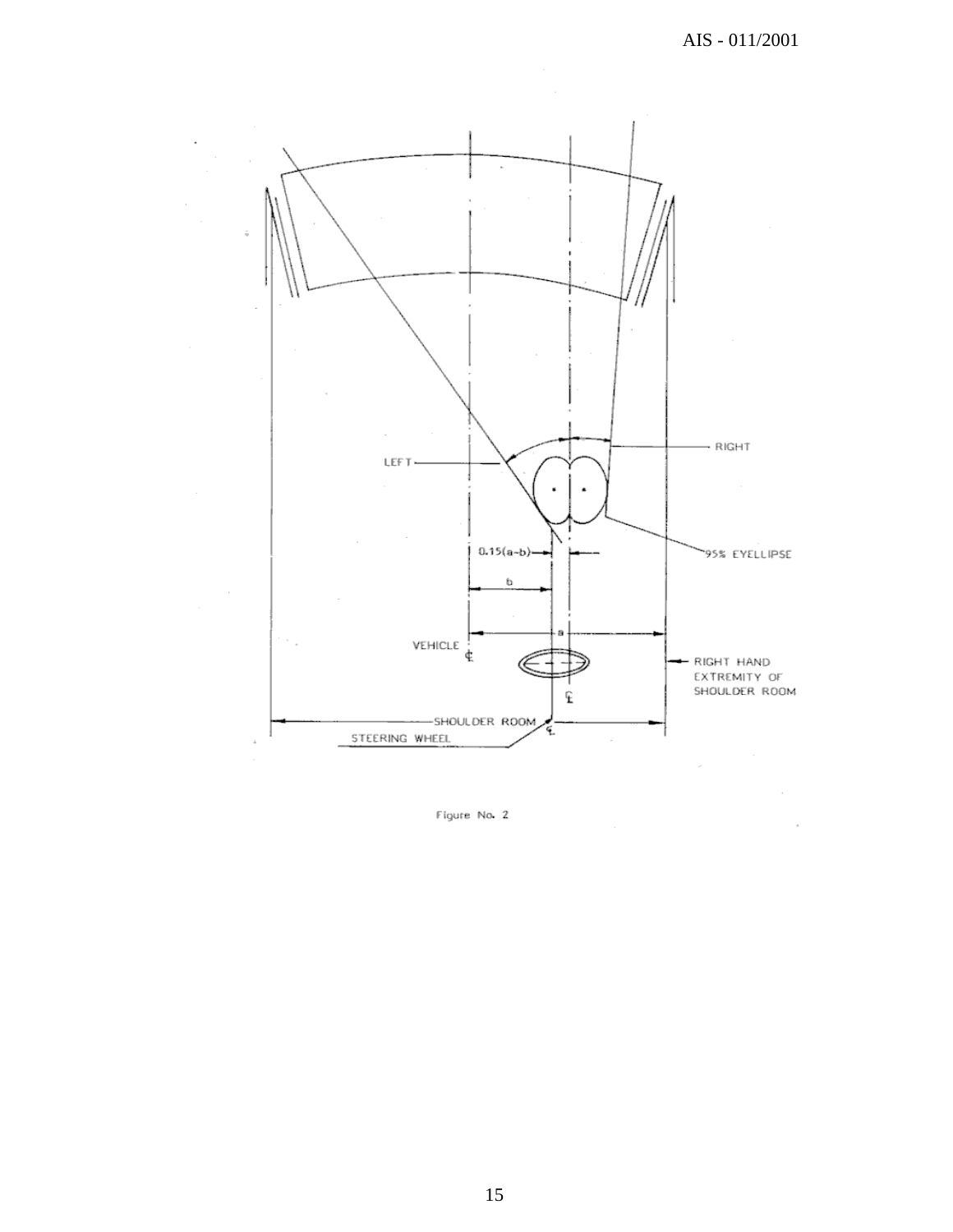Figure No. 2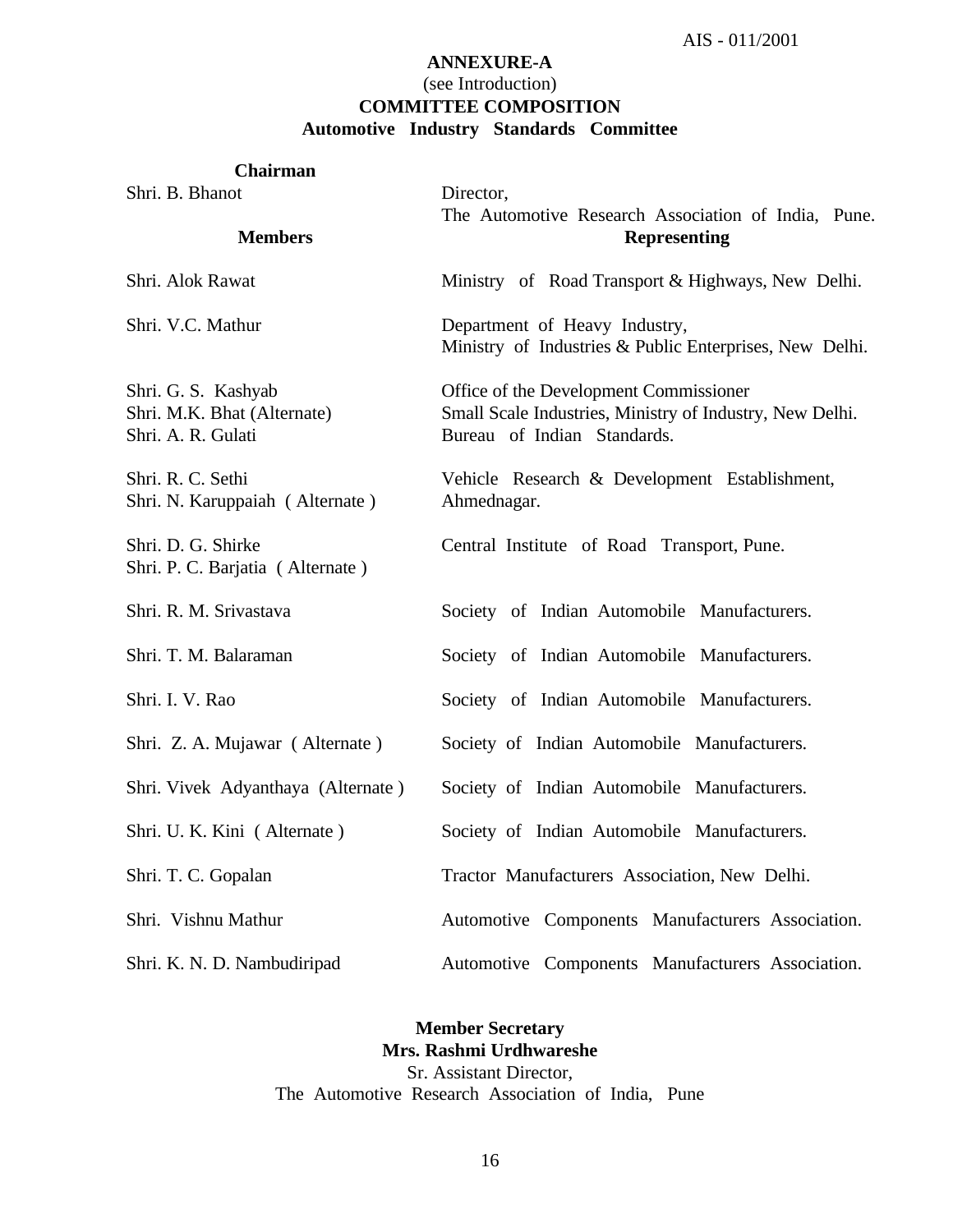## ANNEXURE-A
(see Introduction)

## COMMITTEE COMPOSITION
**Automotive Industry Standards Committee**

| | |
|---|---|
| **Chairman** | |
| Shri. B. Bhanot | Director, The Automotive Research Association of India, Pune. |
| **Members** | **Representing** |
| Shri. Alok Rawat | Ministry of Road Transport & Highways, New Delhi. |
| Shri. V.C. Mathur | Department of Heavy Industry, Ministry of Industries & Public Enterprises, New Delhi. |
| Shri. G. S. Kashyab<br>Shri. M.K. Bhat (Alternate) | Office of the Development Commissioner Small Scale Industries, Ministry of Industry, New Delhi. |
| Shri. A. R. Gulati | Bureau of Indian Standards. |
| Shri. R. C. Sethi<br>Shri. N. Karuppaiah ( Alternate ) | Vehicle Research & Development Establishment, Ahmednagar. |
| Shri. D. G. Shirke<br>Shri. P. C. Barjatia ( Alternate ) | Central Institute of Road Transport, Pune. |
| Shri. R. M. Srivastava | Society of Indian Automobile Manufacturers. |
| Shri. T. M. Balaraman | Society of Indian Automobile Manufacturers. |
| Shri. I. V. Rao | Society of Indian Automobile Manufacturers. |
| Shri. Z. A. Mujawar ( Alternate ) | Society of Indian Automobile Manufacturers. |
| Shri. Vivek Adyanthaya (Alternate ) | Society of Indian Automobile Manufacturers. |
| Shri. U. K. Kini ( Alternate ) | Society of Indian Automobile Manufacturers. |
| Shri. T. C. Gopalan | Tractor Manufacturers Association, New Delhi. |
| Shri. Vishnu Mathur | Automotive Components Manufacturers Association. |
| Shri. K. N. D. Nambudiripad | Automotive Components Manufacturers Association. |

**Member Secretary**
**Mrs. Rashmi Urdhwareshe**
Sr. Assistant Director,
The Automotive Research Association of India, Pune